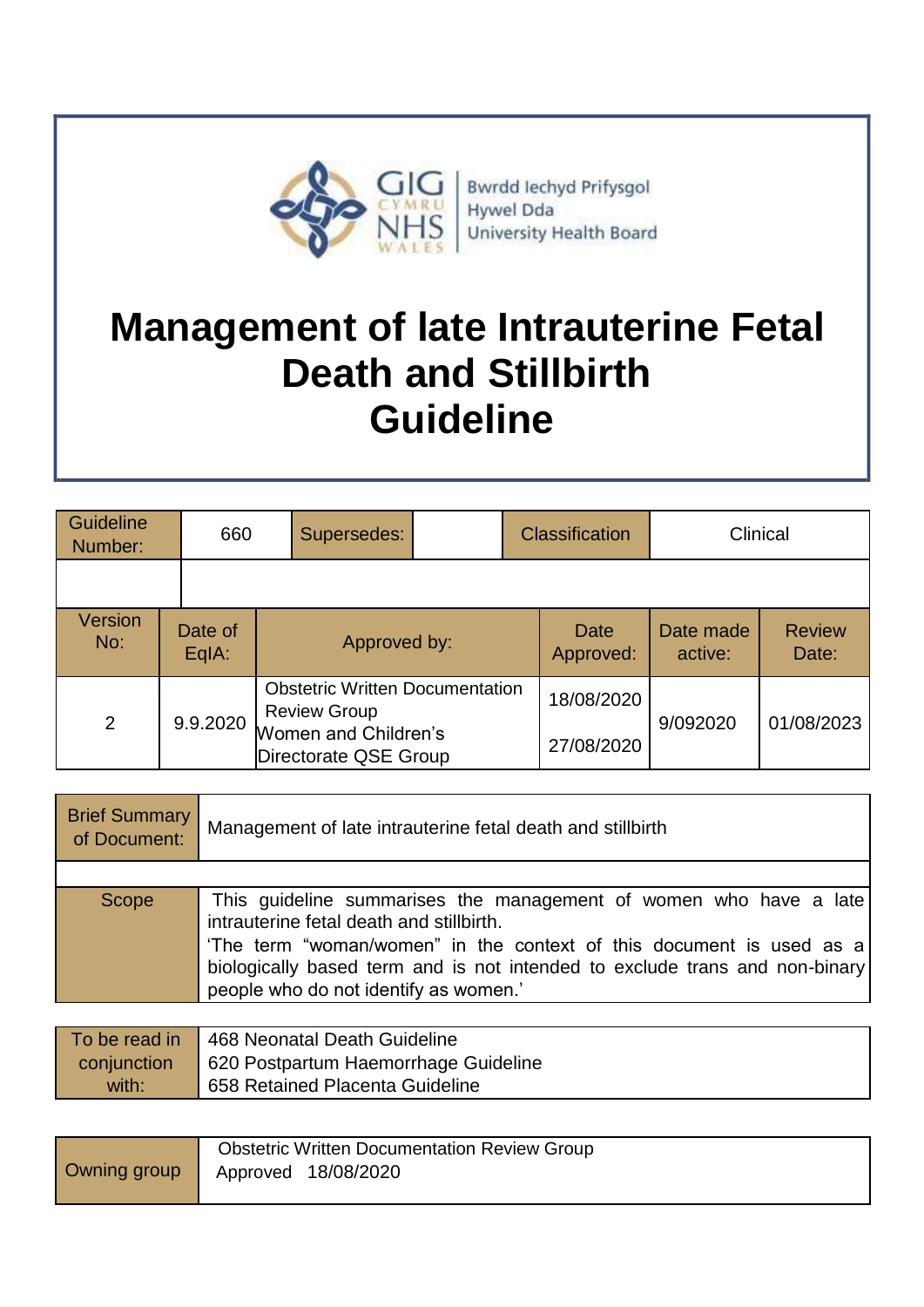GIG CYMRU NHS WALES | Bwrdd Iechyd Prifysgol Hywel Dda University Health Board

# Management of late Intrauterine Fetal Death and Stillbirth Guideline

| Guideline Number: | 660 | Supersedes: | | Classification | Clinical |
|---|---|---|---|---|---|
| | | | | | |

| Version No: | Date of EqIA: | Approved by: | Date Approved: | Date made active: | Review Date: |
|---|---|---|---|---|---|
| 2 | 9.9.2020 | Obstetric Written Documentation Review Group<br>Women and Children's Directorate QSE Group | 18/08/2020<br>27/08/2020 | 9/092020 | 01/08/2023 |

| Brief Summary of Document: | Management of late intrauterine fetal death and stillbirth |
|---|---|
| | |
| Scope | This guideline summarises the management of women who have a late intrauterine fetal death and stillbirth.<br>'The term "woman/women" in the context of this document is used as a biologically based term and is not intended to exclude trans and non-binary people who do not identify as women.' |

| To be read in conjunction with: | 468 Neonatal Death Guideline<br>620 Postpartum Haemorrhage Guideline<br>658 Retained Placenta Guideline |
|---|---|

| Owning group | Obstetric Written Documentation Review Group<br>Approved 18/08/2020 |
|---|---|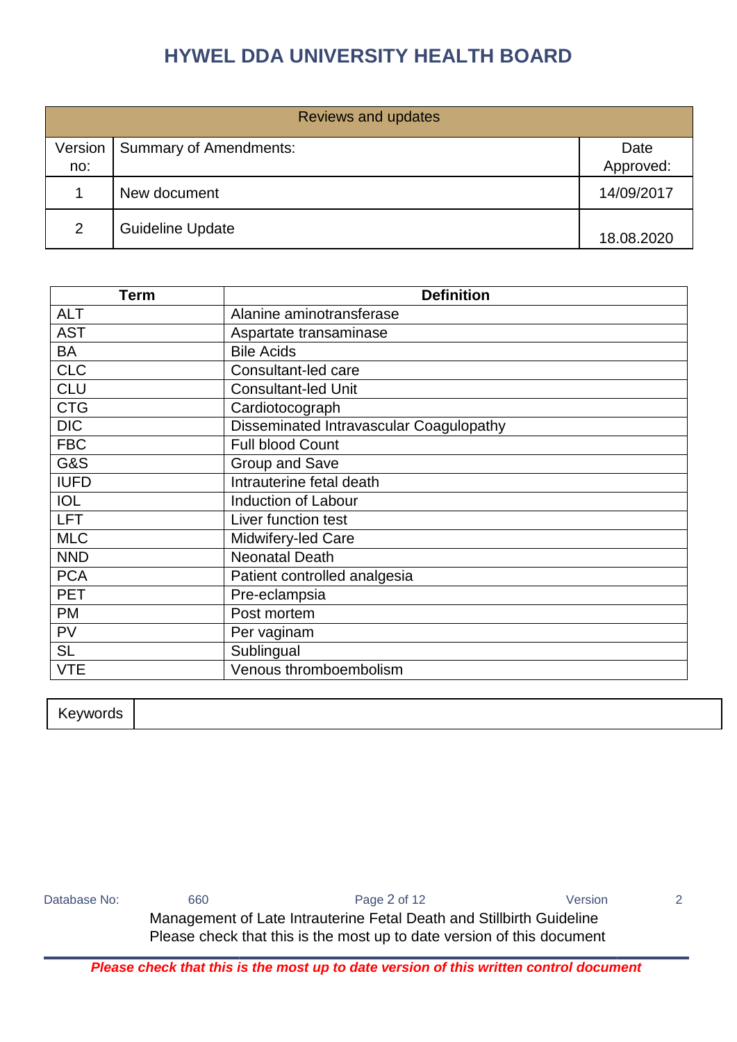| Reviews and updates | | |
|---|---|---|
| Version no: | Summary of Amendments: | Date Approved: |
| 1 | New document | 14/09/2017 |
| 2 | Guideline Update | 18.08.2020 |

| Term | Definition |
|---|---|
| ALT | Alanine aminotransferase |
| AST | Aspartate transaminase |
| BA | Bile Acids |
| CLC | Consultant-led care |
| CLU | Consultant-led Unit |
| CTG | Cardiotocograph |
| DIC | Disseminated Intravascular Coagulopathy |
| FBC | Full blood Count |
| G&S | Group and Save |
| IUFD | Intrauterine fetal death |
| IOL | Induction of Labour |
| LFT | Liver function test |
| MLC | Midwifery-led Care |
| NND | Neonatal Death |
| PCA | Patient controlled analgesia |
| PET | Pre-eclampsia |
| PM | Post mortem |
| PV | Per vaginam |
| SL | Sublingual |
| VTE | Venous thromboembolism |

| Keywords | |
|---|---|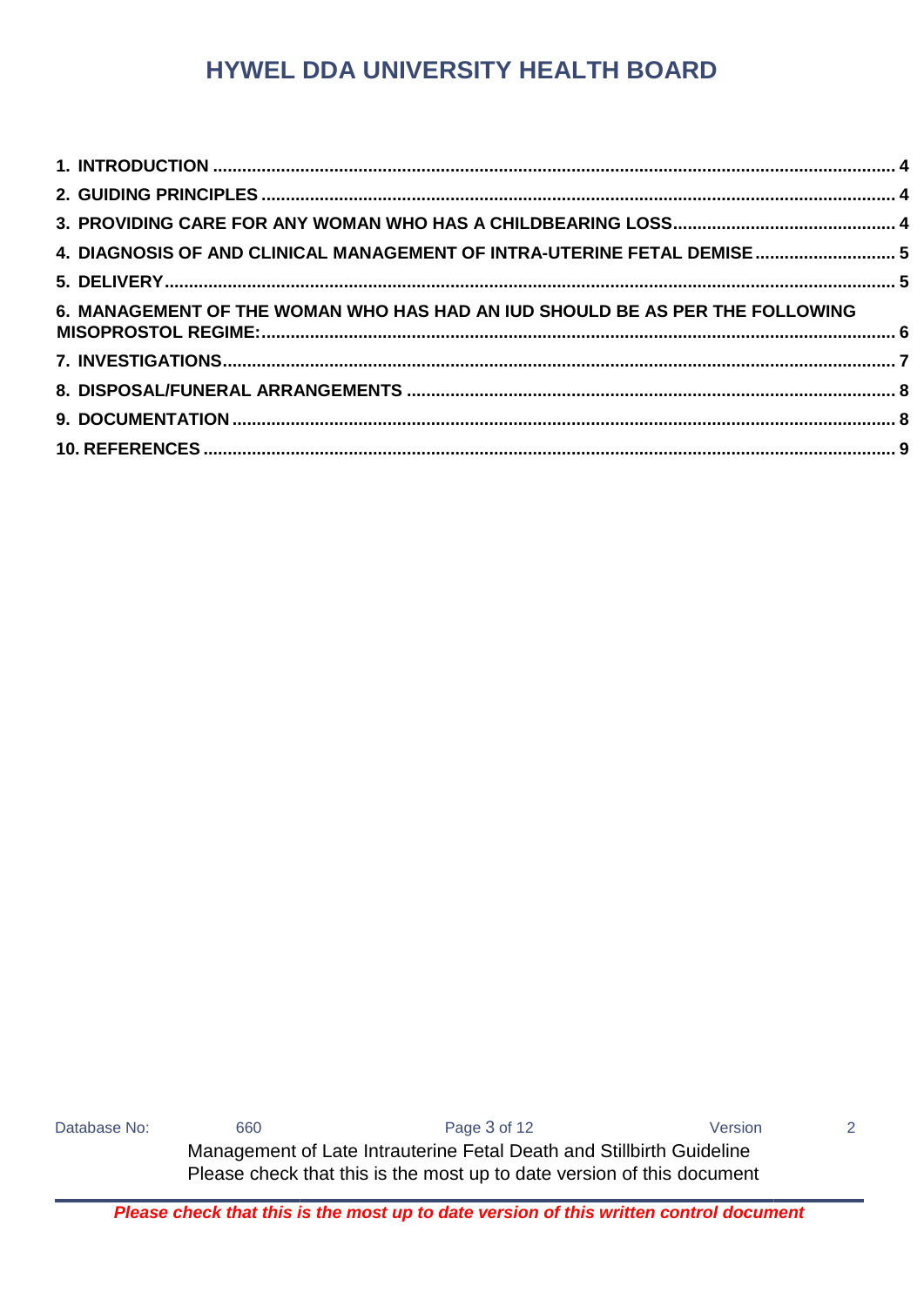**1. INTRODUCTION** .......... **4**
**2. GUIDING PRINCIPLES** .......... **4**
**3. PROVIDING CARE FOR ANY WOMAN WHO HAS A CHILDBEARING LOSS** .......... **4**
**4. DIAGNOSIS OF AND CLINICAL MANAGEMENT OF INTRA-UTERINE FETAL DEMISE** .......... **5**
**5. DELIVERY** .......... **5**
**6. MANAGEMENT OF THE WOMAN WHO HAS HAD AN IUD SHOULD BE AS PER THE FOLLOWING MISOPROSTOL REGIME:** .......... **6**
**7. INVESTIGATIONS** .......... **7**
**8. DISPOSAL/FUNERAL ARRANGEMENTS** .......... **8**
**9. DOCUMENTATION** .......... **8**
**10. REFERENCES** .......... **9**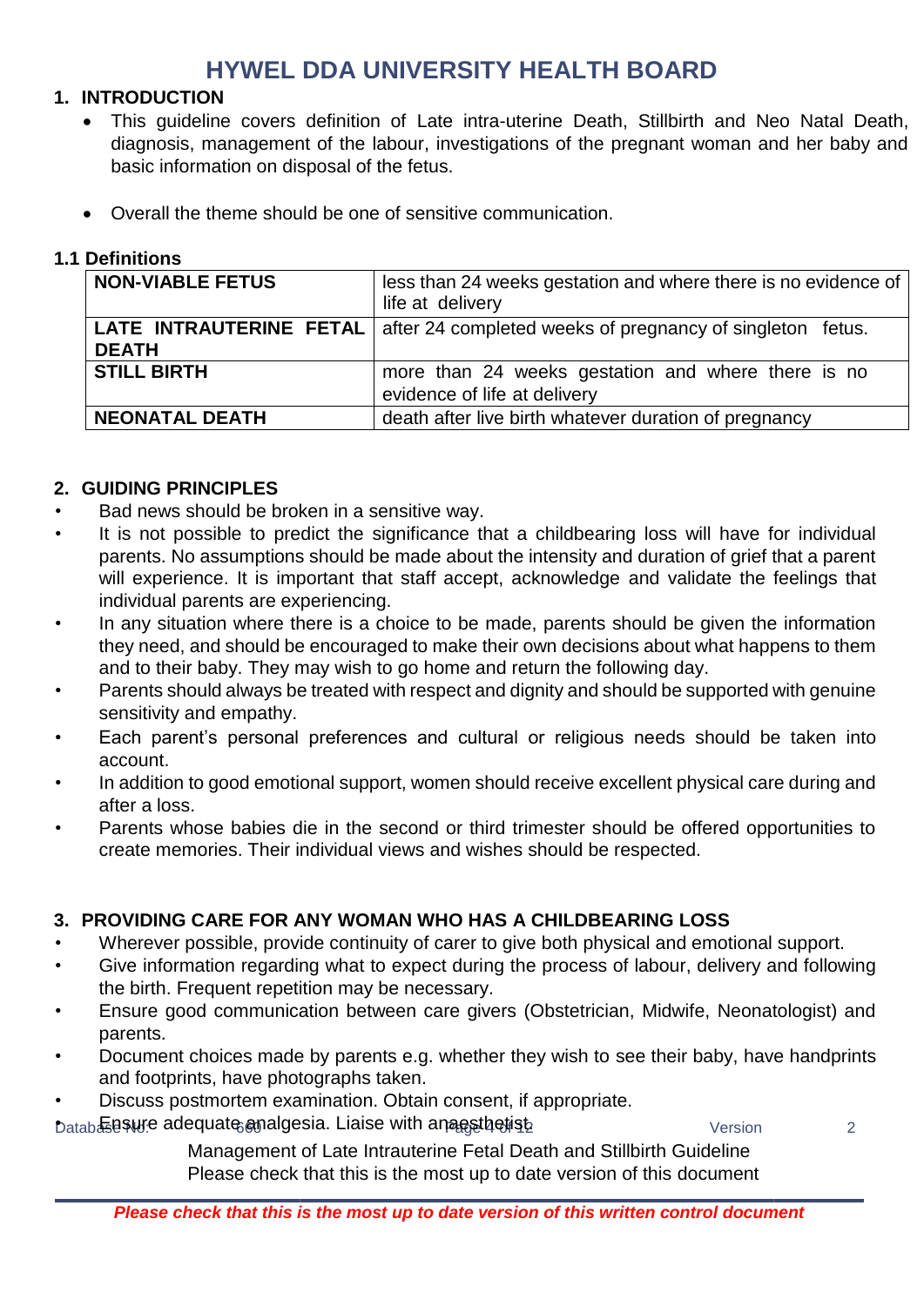# HYWEL DDA UNIVERSITY HEALTH BOARD

## 1. INTRODUCTION

- This guideline covers definition of Late intra-uterine Death, Stillbirth and Neo Natal Death, diagnosis, management of the labour, investigations of the pregnant woman and her baby and basic information on disposal of the fetus.
- Overall the theme should be one of sensitive communication.

### 1.1 Definitions

| | |
|---|---|
| **NON-VIABLE FETUS** | less than 24 weeks gestation and where there is no evidence of life at delivery |
| **LATE INTRAUTERINE FETAL DEATH** | after 24 completed weeks of pregnancy of singleton fetus. |
| **STILL BIRTH** | more than 24 weeks gestation and where there is no evidence of life at delivery |
| **NEONATAL DEATH** | death after live birth whatever duration of pregnancy |

## 2. GUIDING PRINCIPLES

- Bad news should be broken in a sensitive way.
- It is not possible to predict the significance that a childbearing loss will have for individual parents. No assumptions should be made about the intensity and duration of grief that a parent will experience. It is important that staff accept, acknowledge and validate the feelings that individual parents are experiencing.
- In any situation where there is a choice to be made, parents should be given the information they need, and should be encouraged to make their own decisions about what happens to them and to their baby. They may wish to go home and return the following day.
- Parents should always be treated with respect and dignity and should be supported with genuine sensitivity and empathy.
- Each parent's personal preferences and cultural or religious needs should be taken into account.
- In addition to good emotional support, women should receive excellent physical care during and after a loss.
- Parents whose babies die in the second or third trimester should be offered opportunities to create memories. Their individual views and wishes should be respected.

## 3. PROVIDING CARE FOR ANY WOMAN WHO HAS A CHILDBEARING LOSS

- Wherever possible, provide continuity of carer to give both physical and emotional support.
- Give information regarding what to expect during the process of labour, delivery and following the birth. Frequent repetition may be necessary.
- Ensure good communication between care givers (Obstetrician, Midwife, Neonatologist) and parents.
- Document choices made by parents e.g. whether they wish to see their baby, have handprints and footprints, have photographs taken.
- Discuss postmortem examination. Obtain consent, if appropriate.
- Ensure adequate analgesia. Liaise with anaesthetist.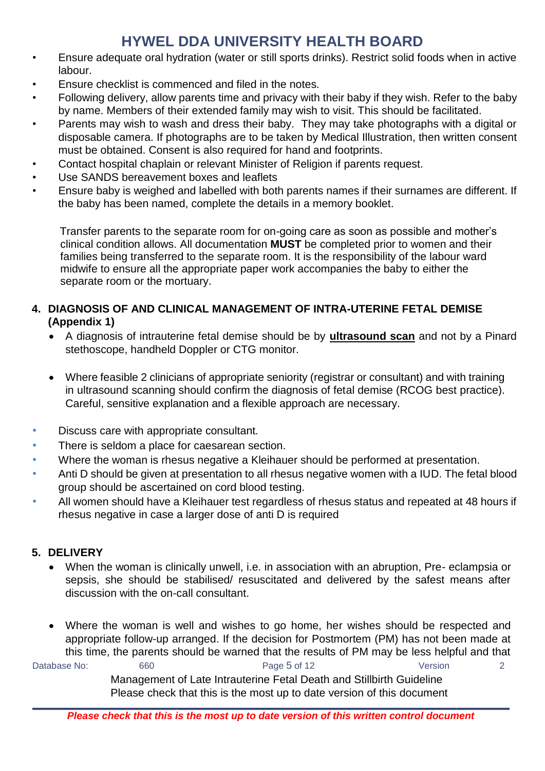- Ensure adequate oral hydration (water or still sports drinks). Restrict solid foods when in active labour.
- Ensure checklist is commenced and filed in the notes.
- Following delivery, allow parents time and privacy with their baby if they wish. Refer to the baby by name. Members of their extended family may wish to visit. This should be facilitated.
- Parents may wish to wash and dress their baby. They may take photographs with a digital or disposable camera. If photographs are to be taken by Medical Illustration, then written consent must be obtained. Consent is also required for hand and footprints.
- Contact hospital chaplain or relevant Minister of Religion if parents request.
- Use SANDS bereavement boxes and leaflets
- Ensure baby is weighed and labelled with both parents names if their surnames are different. If the baby has been named, complete the details in a memory booklet.

Transfer parents to the separate room for on-going care as soon as possible and mother's clinical condition allows. All documentation **MUST** be completed prior to women and their families being transferred to the separate room. It is the responsibility of the labour ward midwife to ensure all the appropriate paper work accompanies the baby to either the separate room or the mortuary.

## 4. DIAGNOSIS OF AND CLINICAL MANAGEMENT OF INTRA-UTERINE FETAL DEMISE (Appendix 1)

- A diagnosis of intrauterine fetal demise should be by **ultrasound scan** and not by a Pinard stethoscope, handheld Doppler or CTG monitor.
- Where feasible 2 clinicians of appropriate seniority (registrar or consultant) and with training in ultrasound scanning should confirm the diagnosis of fetal demise (RCOG best practice). Careful, sensitive explanation and a flexible approach are necessary.

- Discuss care with appropriate consultant.
- There is seldom a place for caesarean section.
- Where the woman is rhesus negative a Kleihauer should be performed at presentation.
- Anti D should be given at presentation to all rhesus negative women with a IUD. The fetal blood group should be ascertained on cord blood testing.
- All women should have a Kleihauer test regardless of rhesus status and repeated at 48 hours if rhesus negative in case a larger dose of anti D is required

## 5. DELIVERY

- When the woman is clinically unwell, i.e. in association with an abruption, Pre- eclampsia or sepsis, she should be stabilised/ resuscitated and delivered by the safest means after discussion with the on-call consultant.
- Where the woman is well and wishes to go home, her wishes should be respected and appropriate follow-up arranged. If the decision for Postmortem (PM) has not been made at this time, the parents should be warned that the results of PM may be less helpful and that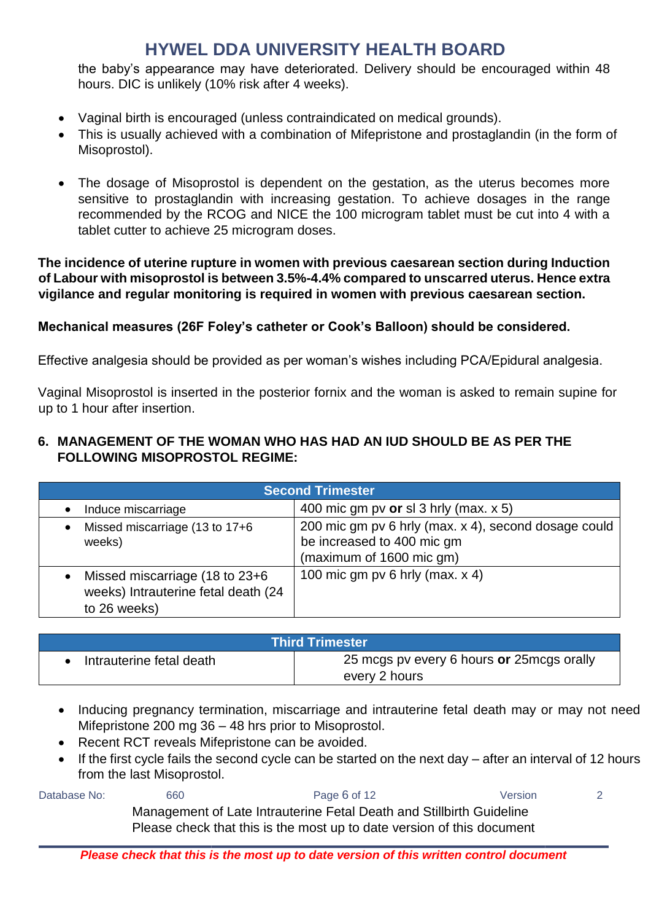the baby's appearance may have deteriorated. Delivery should be encouraged within 48 hours. DIC is unlikely (10% risk after 4 weeks).

- Vaginal birth is encouraged (unless contraindicated on medical grounds).
- This is usually achieved with a combination of Mifepristone and prostaglandin (in the form of Misoprostol).

- The dosage of Misoprostol is dependent on the gestation, as the uterus becomes more sensitive to prostaglandin with increasing gestation. To achieve dosages in the range recommended by the RCOG and NICE the 100 microgram tablet must be cut into 4 with a tablet cutter to achieve 25 microgram doses.

**The incidence of uterine rupture in women with previous caesarean section during Induction of Labour with misoprostol is between 3.5%-4.4% compared to unscarred uterus. Hence extra vigilance and regular monitoring is required in women with previous caesarean section.**

**Mechanical measures (26F Foley's catheter or Cook's Balloon) should be considered.**

Effective analgesia should be provided as per woman's wishes including PCA/Epidural analgesia.

Vaginal Misoprostol is inserted in the posterior fornix and the woman is asked to remain supine for up to 1 hour after insertion.

## 6. MANAGEMENT OF THE WOMAN WHO HAS HAD AN IUD SHOULD BE AS PER THE FOLLOWING MISOPROSTOL REGIME:

| Second Trimester | |
|---|---|
| • Induce miscarriage | 400 mic gm pv **or** sl 3 hrly (max. x 5) |
| • Missed miscarriage (13 to 17+6 weeks) | 200 mic gm pv 6 hrly (max. x 4), second dosage could be increased to 400 mic gm (maximum of 1600 mic gm) |
| • Missed miscarriage (18 to 23+6 weeks) Intrauterine fetal death (24 to 26 weeks) | 100 mic gm pv 6 hrly (max. x 4) |

| Third Trimester | |
|---|---|
| • Intrauterine fetal death | 25 mcgs pv every 6 hours **or** 25mcgs orally every 2 hours |

- Inducing pregnancy termination, miscarriage and intrauterine fetal death may or may not need Mifepristone 200 mg 36 – 48 hrs prior to Misoprostol.
- Recent RCT reveals Mifepristone can be avoided.
- If the first cycle fails the second cycle can be started on the next day – after an interval of 12 hours from the last Misoprostol.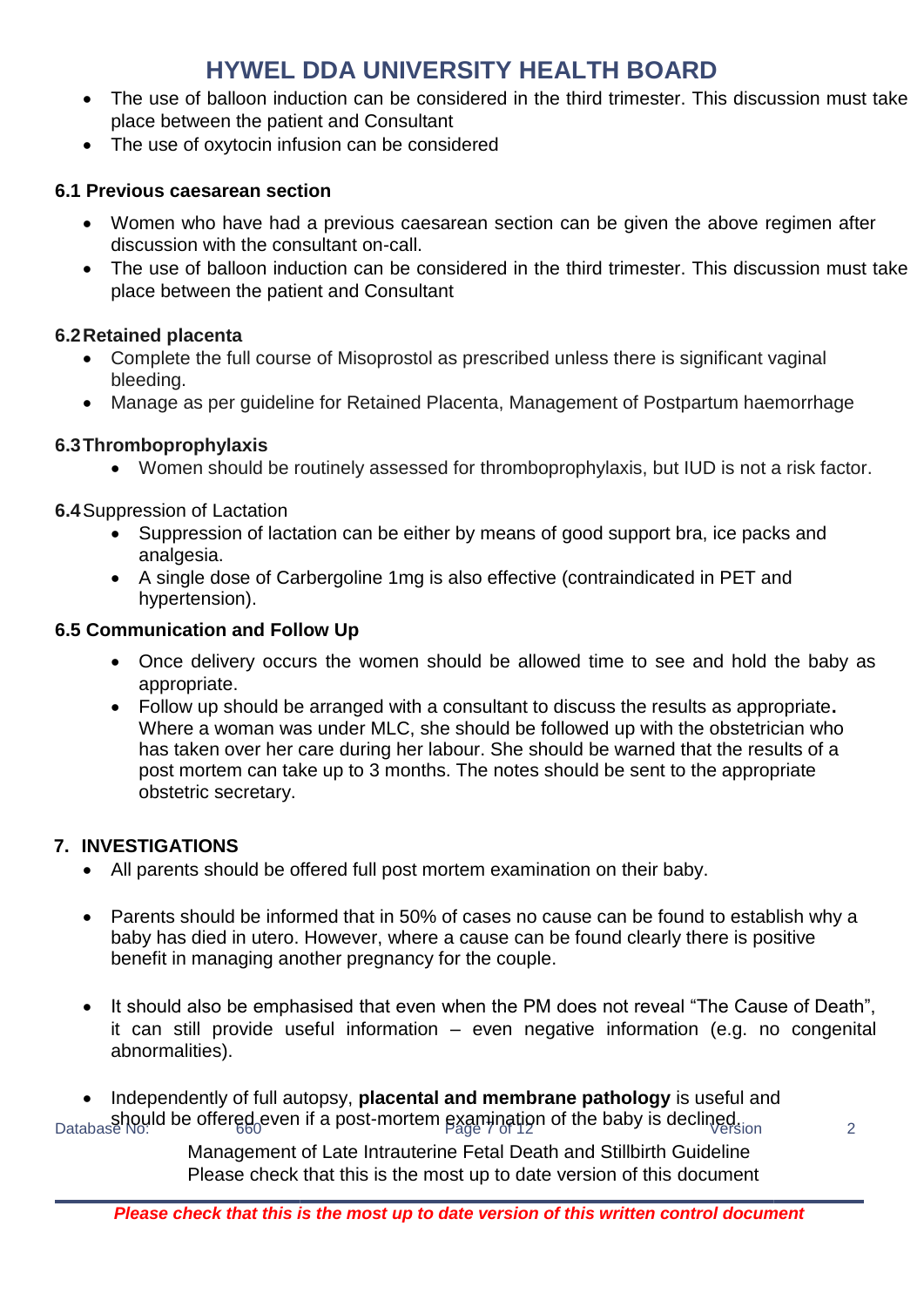- The use of balloon induction can be considered in the third trimester. This discussion must take place between the patient and Consultant
- The use of oxytocin infusion can be considered

### 6.1 Previous caesarean section

- Women who have had a previous caesarean section can be given the above regimen after discussion with the consultant on-call.
- The use of balloon induction can be considered in the third trimester. This discussion must take place between the patient and Consultant

### 6.2 Retained placenta

- Complete the full course of Misoprostol as prescribed unless there is significant vaginal bleeding.
- Manage as per guideline for Retained Placenta, Management of Postpartum haemorrhage

### 6.3 Thromboprophylaxis

- Women should be routinely assessed for thromboprophylaxis, but IUD is not a risk factor.

### 6.4 Suppression of Lactation

- Suppression of lactation can be either by means of good support bra, ice packs and analgesia.
- A single dose of Carbergoline 1mg is also effective (contraindicated in PET and hypertension).

### 6.5 Communication and Follow Up

- Once delivery occurs the women should be allowed time to see and hold the baby as appropriate.
- Follow up should be arranged with a consultant to discuss the results as appropriate**.** Where a woman was under MLC, she should be followed up with the obstetrician who has taken over her care during her labour. She should be warned that the results of a post mortem can take up to 3 months. The notes should be sent to the appropriate obstetric secretary.

## 7. INVESTIGATIONS

- All parents should be offered full post mortem examination on their baby.
- Parents should be informed that in 50% of cases no cause can be found to establish why a baby has died in utero. However, where a cause can be found clearly there is positive benefit in managing another pregnancy for the couple.
- It should also be emphasised that even when the PM does not reveal "The Cause of Death", it can still provide useful information – even negative information (e.g. no congenital abnormalities).
- Independently of full autopsy, **placental and membrane pathology** is useful and should be offered even if a post-mortem examination of the baby is declined.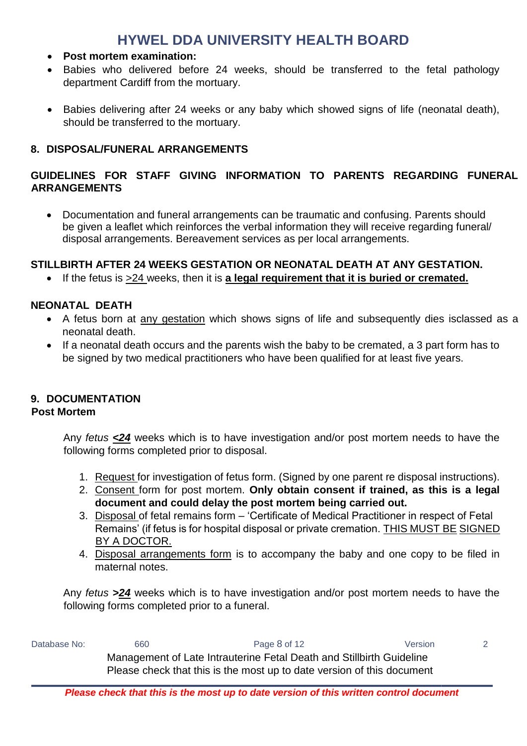- **Post mortem examination:**
- Babies who delivered before 24 weeks, should be transferred to the fetal pathology department Cardiff from the mortuary.
- Babies delivering after 24 weeks or any baby which showed signs of life (neonatal death), should be transferred to the mortuary.

## 8. DISPOSAL/FUNERAL ARRANGEMENTS

### GUIDELINES FOR STAFF GIVING INFORMATION TO PARENTS REGARDING FUNERAL ARRANGEMENTS

- Documentation and funeral arrangements can be traumatic and confusing. Parents should be given a leaflet which reinforces the verbal information they will receive regarding funeral/ disposal arrangements. Bereavement services as per local arrangements.

### STILLBIRTH AFTER 24 WEEKS GESTATION OR NEONATAL DEATH AT ANY GESTATION.

- If the fetus is >24 weeks, then it is **a legal requirement that it is buried or cremated.**

### NEONATAL DEATH

- A fetus born at any gestation which shows signs of life and subsequently dies isclassed as a neonatal death.
- If a neonatal death occurs and the parents wish the baby to be cremated, a 3 part form has to be signed by two medical practitioners who have been qualified for at least five years.

## 9. DOCUMENTATION

### Post Mortem

Any *fetus* ***<24*** weeks which is to have investigation and/or post mortem needs to have the following forms completed prior to disposal.

1. Request for investigation of fetus form. (Signed by one parent re disposal instructions).
2. Consent form for post mortem. **Only obtain consent if trained, as this is a legal document and could delay the post mortem being carried out.**
3. Disposal of fetal remains form – 'Certificate of Medical Practitioner in respect of Fetal Remains' (if fetus is for hospital disposal or private cremation. THIS MUST BE SIGNED BY A DOCTOR.
4. Disposal arrangements form is to accompany the baby and one copy to be filed in maternal notes.

Any *fetus* ***>24*** weeks which is to have investigation and/or post mortem needs to have the following forms completed prior to a funeral.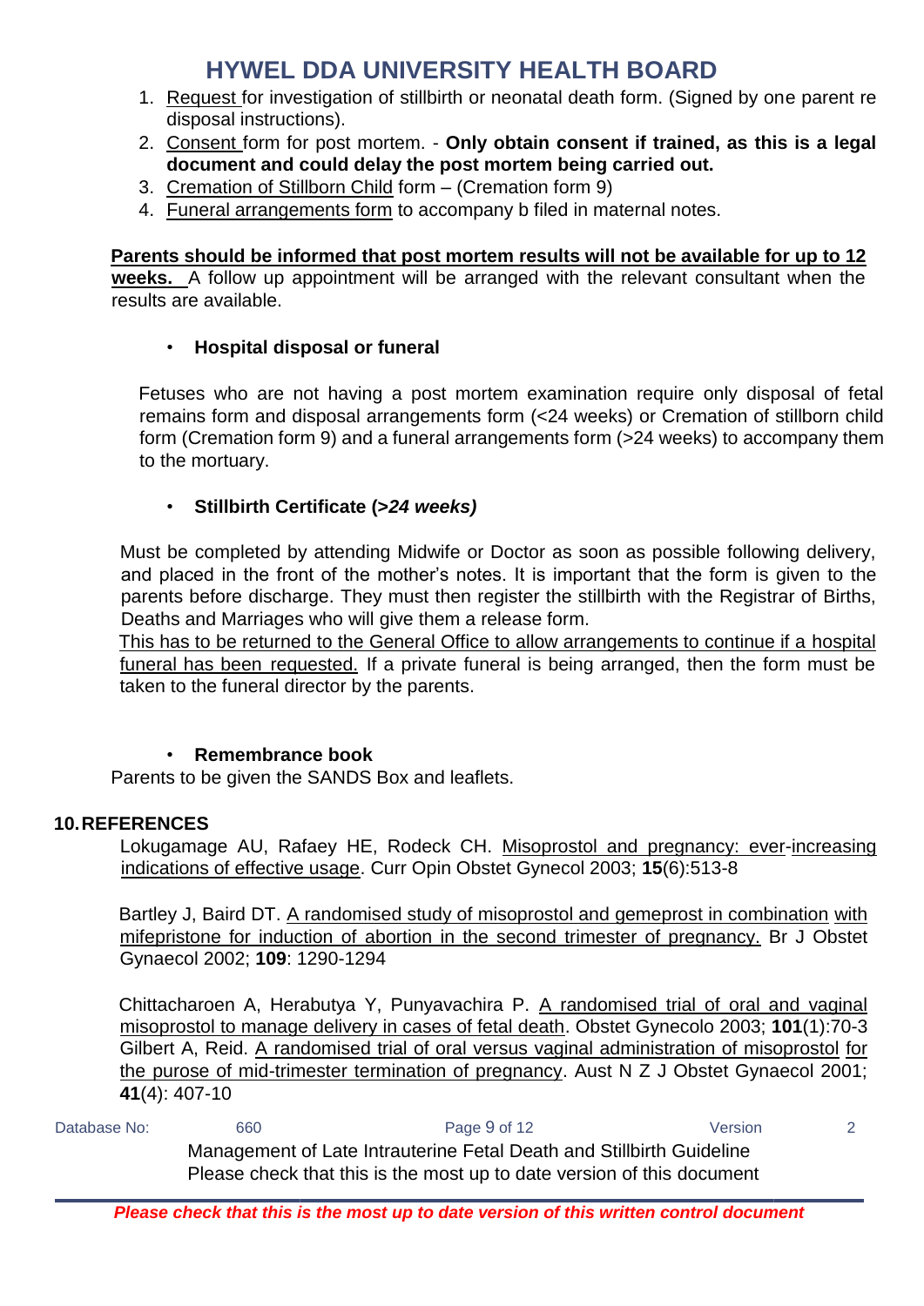1. Request for investigation of stillbirth or neonatal death form. (Signed by one parent re disposal instructions).
2. Consent form for post mortem. - **Only obtain consent if trained, as this is a legal document and could delay the post mortem being carried out.**
3. Cremation of Stillborn Child form – (Cremation form 9)
4. Funeral arrangements form to accompany b filed in maternal notes.

**Parents should be informed that post mortem results will not be available for up to 12 weeks.** A follow up appointment will be arranged with the relevant consultant when the results are available.

- **Hospital disposal or funeral**

Fetuses who are not having a post mortem examination require only disposal of fetal remains form and disposal arrangements form (<24 weeks) or Cremation of stillborn child form (Cremation form 9) and a funeral arrangements form (>24 weeks) to accompany them to the mortuary.

- **Stillbirth Certificate (>*24 weeks)***

Must be completed by attending Midwife or Doctor as soon as possible following delivery, and placed in the front of the mother's notes. It is important that the form is given to the parents before discharge. They must then register the stillbirth with the Registrar of Births, Deaths and Marriages who will give them a release form.
This has to be returned to the General Office to allow arrangements to continue if a hospital funeral has been requested. If a private funeral is being arranged, then the form must be taken to the funeral director by the parents.

- **Remembrance book**

Parents to be given the SANDS Box and leaflets.

## 10. REFERENCES

Lokugamage AU, Rafaey HE, Rodeck CH. Misoprostol and pregnancy: ever-increasing indications of effective usage. Curr Opin Obstet Gynecol 2003; **15**(6):513-8

Bartley J, Baird DT. A randomised study of misoprostol and gemeprost in combination with mifepristone for induction of abortion in the second trimester of pregnancy. Br J Obstet Gynaecol 2002; **109**: 1290-1294

Chittacharoen A, Herabutya Y, Punyavachira P. A randomised trial of oral and vaginal misoprostol to manage delivery in cases of fetal death. Obstet Gynecolo 2003; **101**(1):70-3
Gilbert A, Reid. A randomised trial of oral versus vaginal administration of misoprostol for the purose of mid-trimester termination of pregnancy. Aust N Z J Obstet Gynaecol 2001; **41**(4): 407-10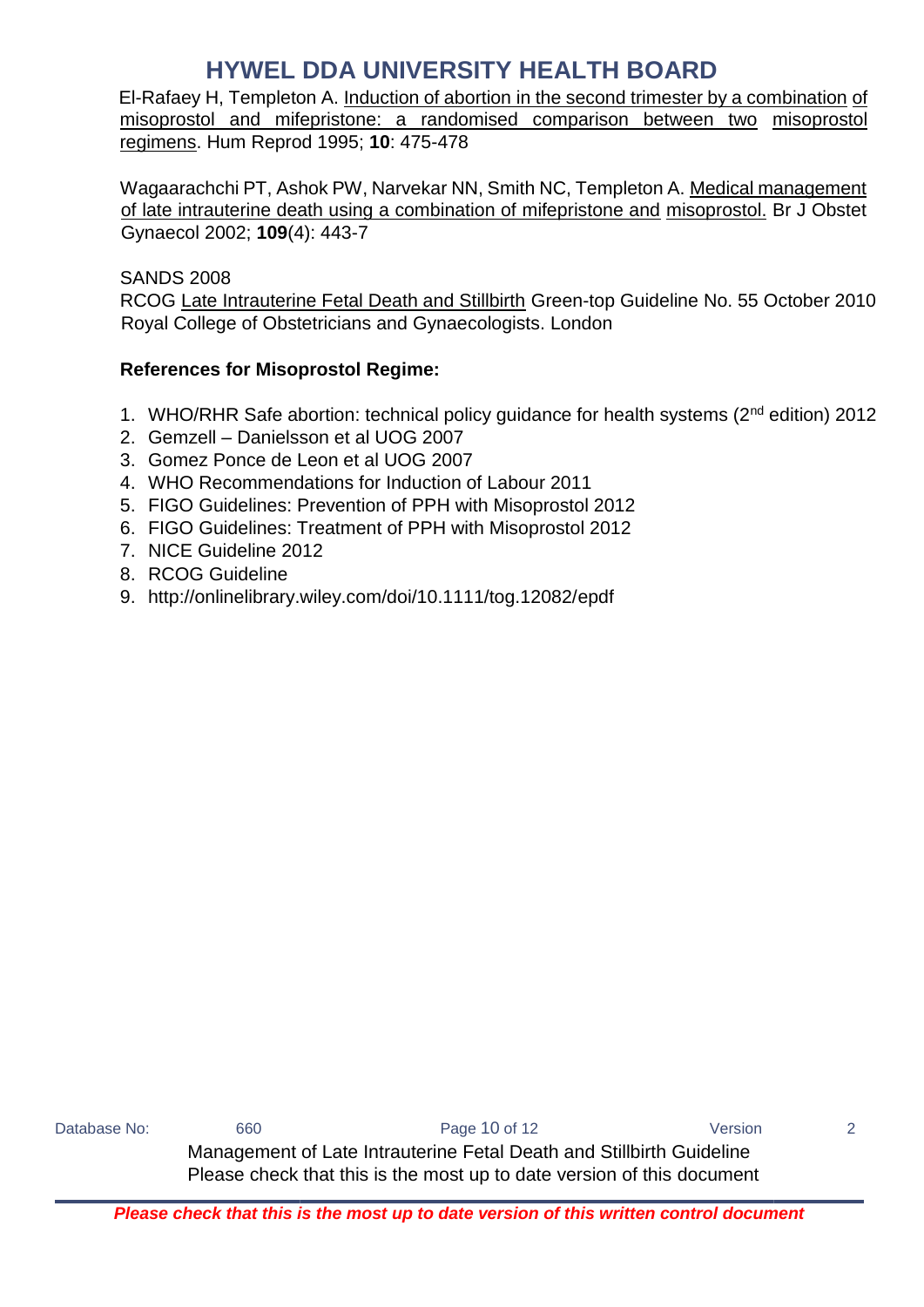El-Rafaey H, Templeton A. Induction of abortion in the second trimester by a combination of misoprostol and mifepristone: a randomised comparison between two misoprostol regimens. Hum Reprod 1995; **10**: 475-478

Wagaarachchi PT, Ashok PW, Narvekar NN, Smith NC, Templeton A. Medical management of late intrauterine death using a combination of mifepristone and misoprostol. Br J Obstet Gynaecol 2002; **109**(4): 443-7

SANDS 2008

RCOG Late Intrauterine Fetal Death and Stillbirth Green-top Guideline No. 55 October 2010 Royal College of Obstetricians and Gynaecologists. London

**References for Misoprostol Regime:**

1. WHO/RHR Safe abortion: technical policy guidance for health systems (2nd edition) 2012
2. Gemzell – Danielsson et al UOG 2007
3. Gomez Ponce de Leon et al UOG 2007
4. WHO Recommendations for Induction of Labour 2011
5. FIGO Guidelines: Prevention of PPH with Misoprostol 2012
6. FIGO Guidelines: Treatment of PPH with Misoprostol 2012
7. NICE Guideline 2012
8. RCOG Guideline
9. http://onlinelibrary.wiley.com/doi/10.1111/tog.12082/epdf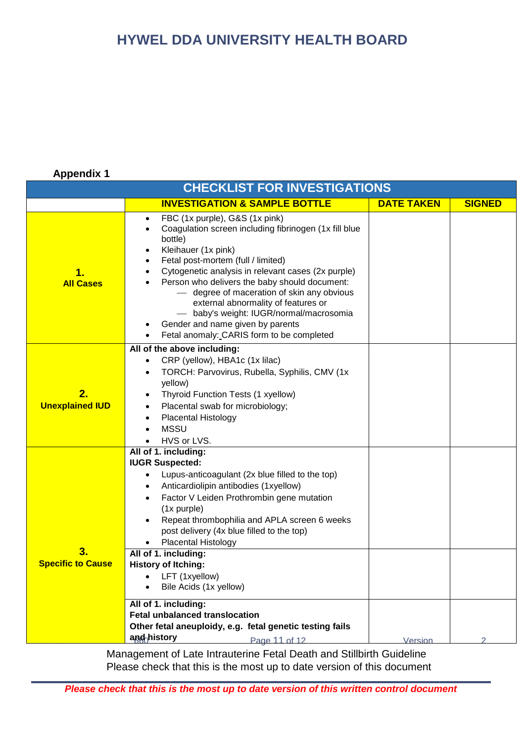## Appendix 1

| CHECKLIST FOR INVESTIGATIONS | | | |
|---|---|---|---|
| | **INVESTIGATION & SAMPLE BOTTLE** | **DATE TAKEN** | **SIGNED** |
| **1. All Cases** | • FBC (1x purple), G&S (1x pink)<br>• Coagulation screen including fibrinogen (1x fill blue bottle)<br>• Kleihauer (1x pink)<br>• Fetal post-mortem (full / limited)<br>• Cytogenetic analysis in relevant cases (2x purple)<br>• Person who delivers the baby should document:<br>— degree of maceration of skin any obvious external abnormality of features or<br>— baby's weight: IUGR/normal/macrosomia<br>• Gender and name given by parents<br>• Fetal anomaly: CARIS form to be completed | | |
| **2. Unexplained IUD** | **All of the above including:**<br>• CRP (yellow), HBA1c (1x lilac)<br>• TORCH: Parvovirus, Rubella, Syphilis, CMV (1x yellow)<br>• Thyroid Function Tests (1 xyellow)<br>• Placental swab for microbiology;<br>• Placental Histology<br>• MSSU<br>• HVS or LVS. | | |
| **3. Specific to Cause** | **All of 1. including:**<br>**IUGR Suspected:**<br>• Lupus-anticoagulant (2x blue filled to the top)<br>• Anticardiolipin antibodies (1xyellow)<br>• Factor V Leiden Prothrombin gene mutation (1x purple)<br>• Repeat thrombophilia and APLA screen 6 weeks post delivery (4x blue filled to the top)<br>• Placental Histology | | |
| | **All of 1. including:**<br>**History of Itching:**<br>• LFT (1xyellow)<br>• Bile Acids (1x yellow) | | |
| | **All of 1. including:**<br>**Fetal unbalanced translocation**<br>**Other fetal aneuploidy, e.g. fetal genetic testing fails and history** | | |

Management of Late Intrauterine Fetal Death and Stillbirth Guideline
Please check that this is the most up to date version of this document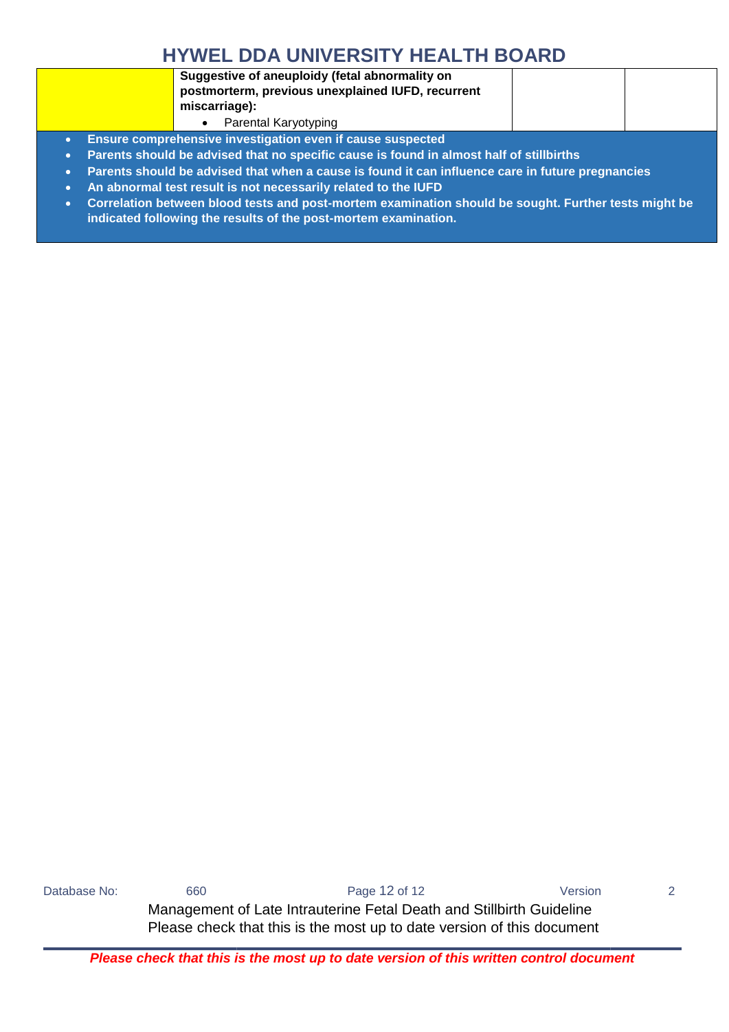| | | | |
|---|---|---|---|
| | **Suggestive of aneuploidy (fetal abnormality on postmorterm, previous unexplained IUFD, recurrent miscarriage):**<br>• Parental Karyotyping | | |

- **Ensure comprehensive investigation even if cause suspected**
- **Parents should be advised that no specific cause is found in almost half of stillbirths**
- **Parents should be advised that when a cause is found it can influence care in future pregnancies**
- **An abnormal test result is not necessarily related to the IUFD**
- **Correlation between blood tests and post-mortem examination should be sought. Further tests might be indicated following the results of the post-mortem examination.**